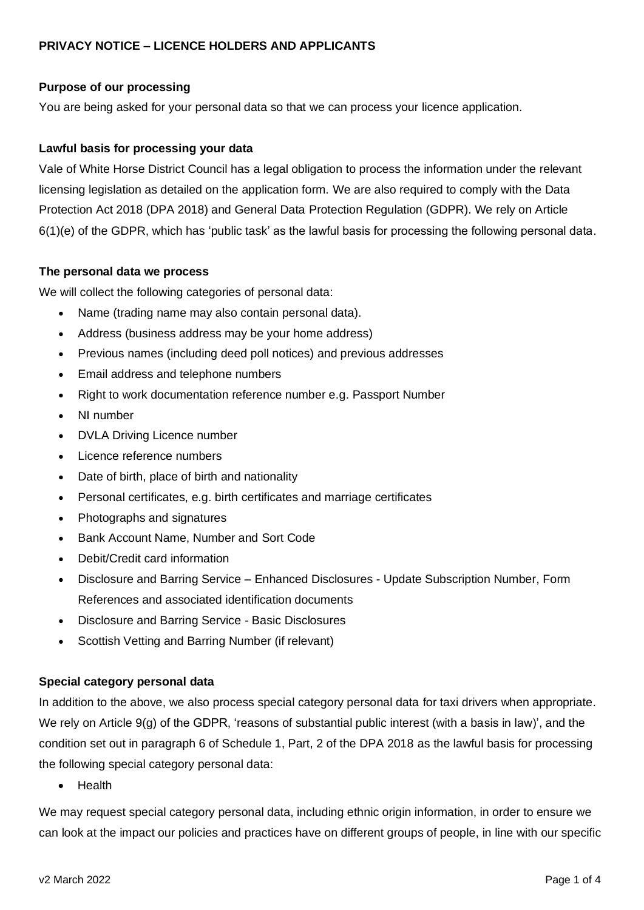# PRIVACY NOTICE – LICENCE HOLDERS AND APPLICANTS

**Purpose of our processing**

You are being asked for your personal data so that we can process your licence application.

**Lawful basis for processing your data**

Vale of White Horse District Council has a legal obligation to process the information under the relevant licensing legislation as detailed on the application form. We are also required to comply with the Data Protection Act 2018 (DPA 2018) and General Data Protection Regulation (GDPR). We rely on Article 6(1)(e) of the GDPR, which has 'public task' as the lawful basis for processing the following personal data.

**The personal data we process**

We will collect the following categories of personal data:

- Name (trading name may also contain personal data).
- Address (business address may be your home address)
- Previous names (including deed poll notices) and previous addresses
- Email address and telephone numbers
- Right to work documentation reference number e.g. Passport Number
- NI number
- DVLA Driving Licence number
- Licence reference numbers
- Date of birth, place of birth and nationality
- Personal certificates, e.g. birth certificates and marriage certificates
- Photographs and signatures
- Bank Account Name, Number and Sort Code
- Debit/Credit card information
- Disclosure and Barring Service – Enhanced Disclosures - Update Subscription Number, Form References and associated identification documents
- Disclosure and Barring Service - Basic Disclosures
- Scottish Vetting and Barring Number (if relevant)

**Special category personal data**

In addition to the above, we also process special category personal data for taxi drivers when appropriate. We rely on Article 9(g) of the GDPR, 'reasons of substantial public interest (with a basis in law)', and the condition set out in paragraph 6 of Schedule 1, Part, 2 of the DPA 2018 as the lawful basis for processing the following special category personal data:

- Health

We may request special category personal data, including ethnic origin information, in order to ensure we can look at the impact our policies and practices have on different groups of people, in line with our specific

v2 March 2022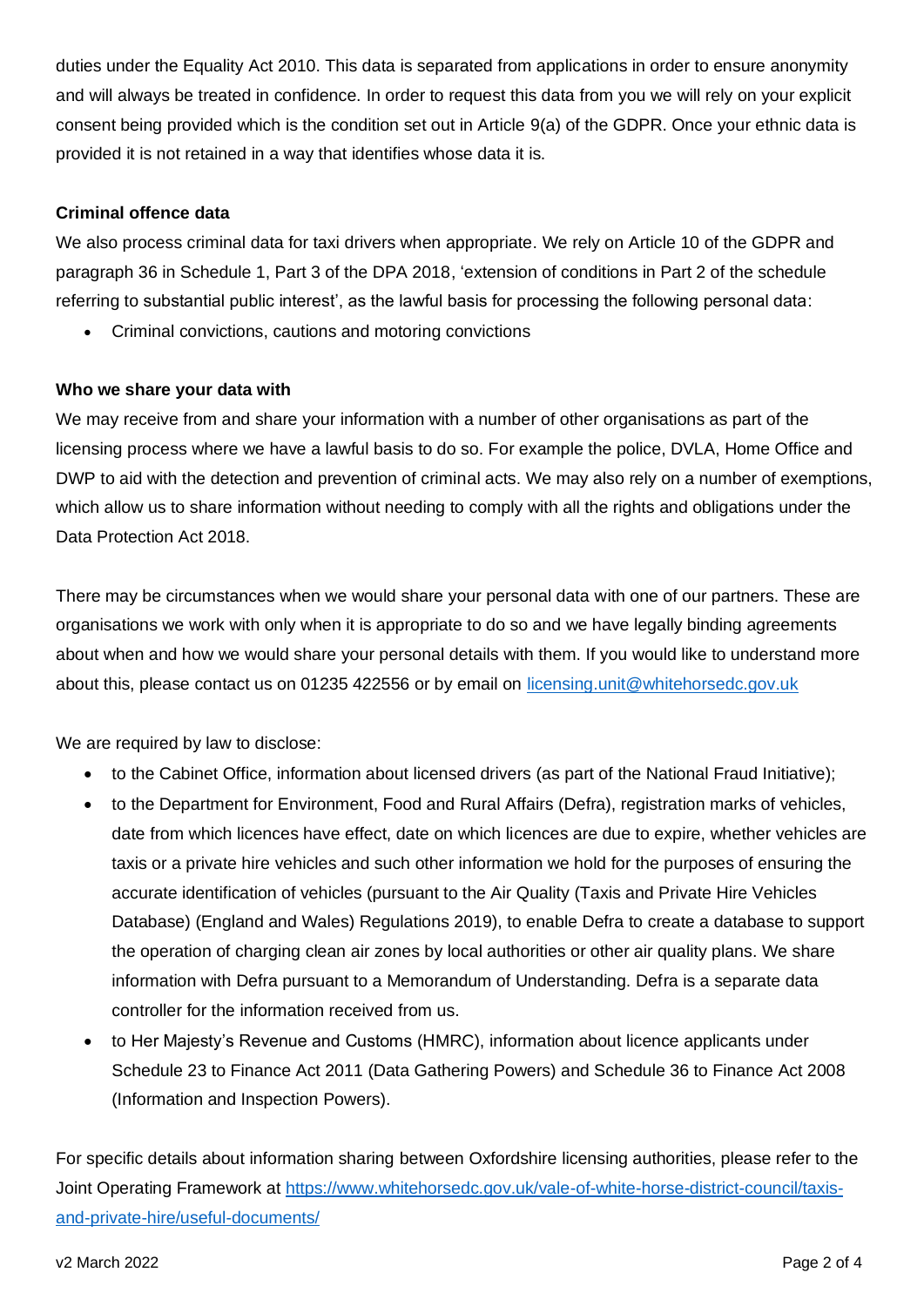duties under the Equality Act 2010. This data is separated from applications in order to ensure anonymity and will always be treated in confidence. In order to request this data from you we will rely on your explicit consent being provided which is the condition set out in Article 9(a) of the GDPR. Once your ethnic data is provided it is not retained in a way that identifies whose data it is.

**Criminal offence data**

We also process criminal data for taxi drivers when appropriate. We rely on Article 10 of the GDPR and paragraph 36 in Schedule 1, Part 3 of the DPA 2018, 'extension of conditions in Part 2 of the schedule referring to substantial public interest', as the lawful basis for processing the following personal data:

- Criminal convictions, cautions and motoring convictions

**Who we share your data with**

We may receive from and share your information with a number of other organisations as part of the licensing process where we have a lawful basis to do so. For example the police, DVLA, Home Office and DWP to aid with the detection and prevention of criminal acts. We may also rely on a number of exemptions, which allow us to share information without needing to comply with all the rights and obligations under the Data Protection Act 2018.

There may be circumstances when we would share your personal data with one of our partners. These are organisations we work with only when it is appropriate to do so and we have legally binding agreements about when and how we would share your personal details with them. If you would like to understand more about this, please contact us on 01235 422556 or by email on [licensing.unit@whitehorsedc.gov.uk](mailto:licensing.unit@whitehorsedc.gov.uk)

We are required by law to disclose:

- to the Cabinet Office, information about licensed drivers (as part of the National Fraud Initiative);
- to the Department for Environment, Food and Rural Affairs (Defra), registration marks of vehicles, date from which licences have effect, date on which licences are due to expire, whether vehicles are taxis or a private hire vehicles and such other information we hold for the purposes of ensuring the accurate identification of vehicles (pursuant to the Air Quality (Taxis and Private Hire Vehicles Database) (England and Wales) Regulations 2019), to enable Defra to create a database to support the operation of charging clean air zones by local authorities or other air quality plans. We share information with Defra pursuant to a Memorandum of Understanding. Defra is a separate data controller for the information received from us.
- to Her Majesty's Revenue and Customs (HMRC), information about licence applicants under Schedule 23 to Finance Act 2011 (Data Gathering Powers) and Schedule 36 to Finance Act 2008 (Information and Inspection Powers).

For specific details about information sharing between Oxfordshire licensing authorities, please refer to the Joint Operating Framework at [https://www.whitehorsedc.gov.uk/vale-of-white-horse-district-council/taxis-and-private-hire/useful-documents/](https://www.whitehorsedc.gov.uk/vale-of-white-horse-district-council/taxis-and-private-hire/useful-documents/)

v2 March 2022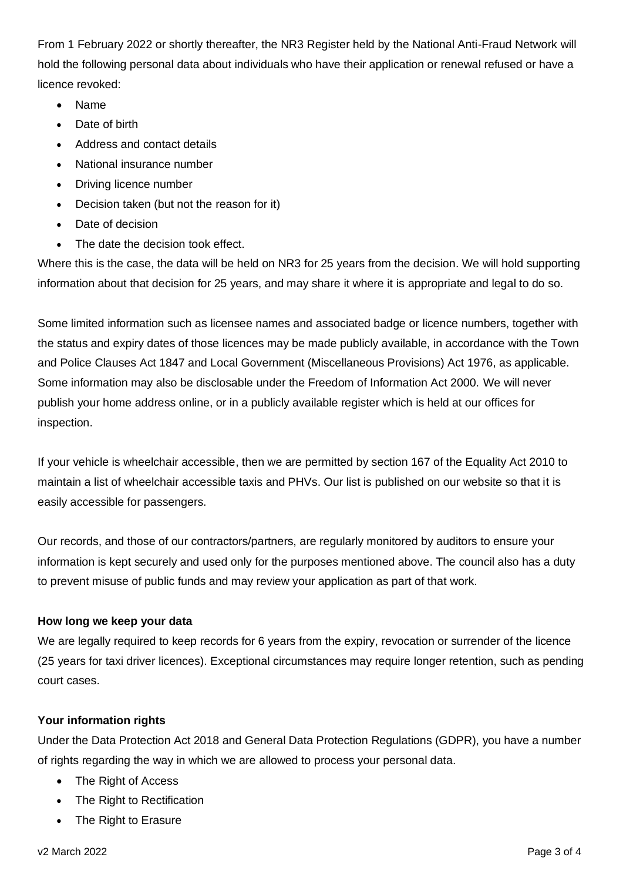From 1 February 2022 or shortly thereafter, the NR3 Register held by the National Anti-Fraud Network will hold the following personal data about individuals who have their application or renewal refused or have a licence revoked:

- Name
- Date of birth
- Address and contact details
- National insurance number
- Driving licence number
- Decision taken (but not the reason for it)
- Date of decision
- The date the decision took effect.

Where this is the case, the data will be held on NR3 for 25 years from the decision. We will hold supporting information about that decision for 25 years, and may share it where it is appropriate and legal to do so.

Some limited information such as licensee names and associated badge or licence numbers, together with the status and expiry dates of those licences may be made publicly available, in accordance with the Town and Police Clauses Act 1847 and Local Government (Miscellaneous Provisions) Act 1976, as applicable. Some information may also be disclosable under the Freedom of Information Act 2000. We will never publish your home address online, or in a publicly available register which is held at our offices for inspection.

If your vehicle is wheelchair accessible, then we are permitted by section 167 of the Equality Act 2010 to maintain a list of wheelchair accessible taxis and PHVs. Our list is published on our website so that it is easily accessible for passengers.

Our records, and those of our contractors/partners, are regularly monitored by auditors to ensure your information is kept securely and used only for the purposes mentioned above. The council also has a duty to prevent misuse of public funds and may review your application as part of that work.

**How long we keep your data**

We are legally required to keep records for 6 years from the expiry, revocation or surrender of the licence (25 years for taxi driver licences). Exceptional circumstances may require longer retention, such as pending court cases.

**Your information rights**

Under the Data Protection Act 2018 and General Data Protection Regulations (GDPR), you have a number of rights regarding the way in which we are allowed to process your personal data.

- The Right of Access
- The Right to Rectification
- The Right to Erasure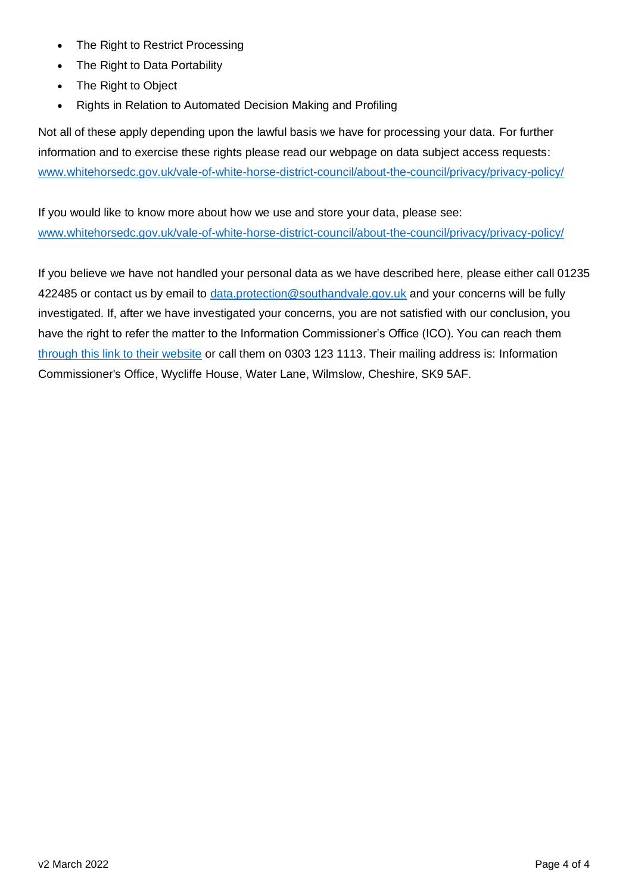- The Right to Restrict Processing
- The Right to Data Portability
- The Right to Object
- Rights in Relation to Automated Decision Making and Profiling

Not all of these apply depending upon the lawful basis we have for processing your data. For further information and to exercise these rights please read our webpage on data subject access requests: [www.whitehorsedc.gov.uk/vale-of-white-horse-district-council/about-the-council/privacy/privacy-policy/](www.whitehorsedc.gov.uk/vale-of-white-horse-district-council/about-the-council/privacy/privacy-policy/)

If you would like to know more about how we use and store your data, please see: [www.whitehorsedc.gov.uk/vale-of-white-horse-district-council/about-the-council/privacy/privacy-policy/](www.whitehorsedc.gov.uk/vale-of-white-horse-district-council/about-the-council/privacy/privacy-policy/)

If you believe we have not handled your personal data as we have described here, please either call 01235 422485 or contact us by email to [data.protection@southandvale.gov.uk](mailto:data.protection@southandvale.gov.uk) and your concerns will be fully investigated. If, after we have investigated your concerns, you are not satisfied with our conclusion, you have the right to refer the matter to the Information Commissioner's Office (ICO). You can reach them through this link to their website or call them on 0303 123 1113. Their mailing address is: Information Commissioner's Office, Wycliffe House, Water Lane, Wilmslow, Cheshire, SK9 5AF.

v2 March 2022